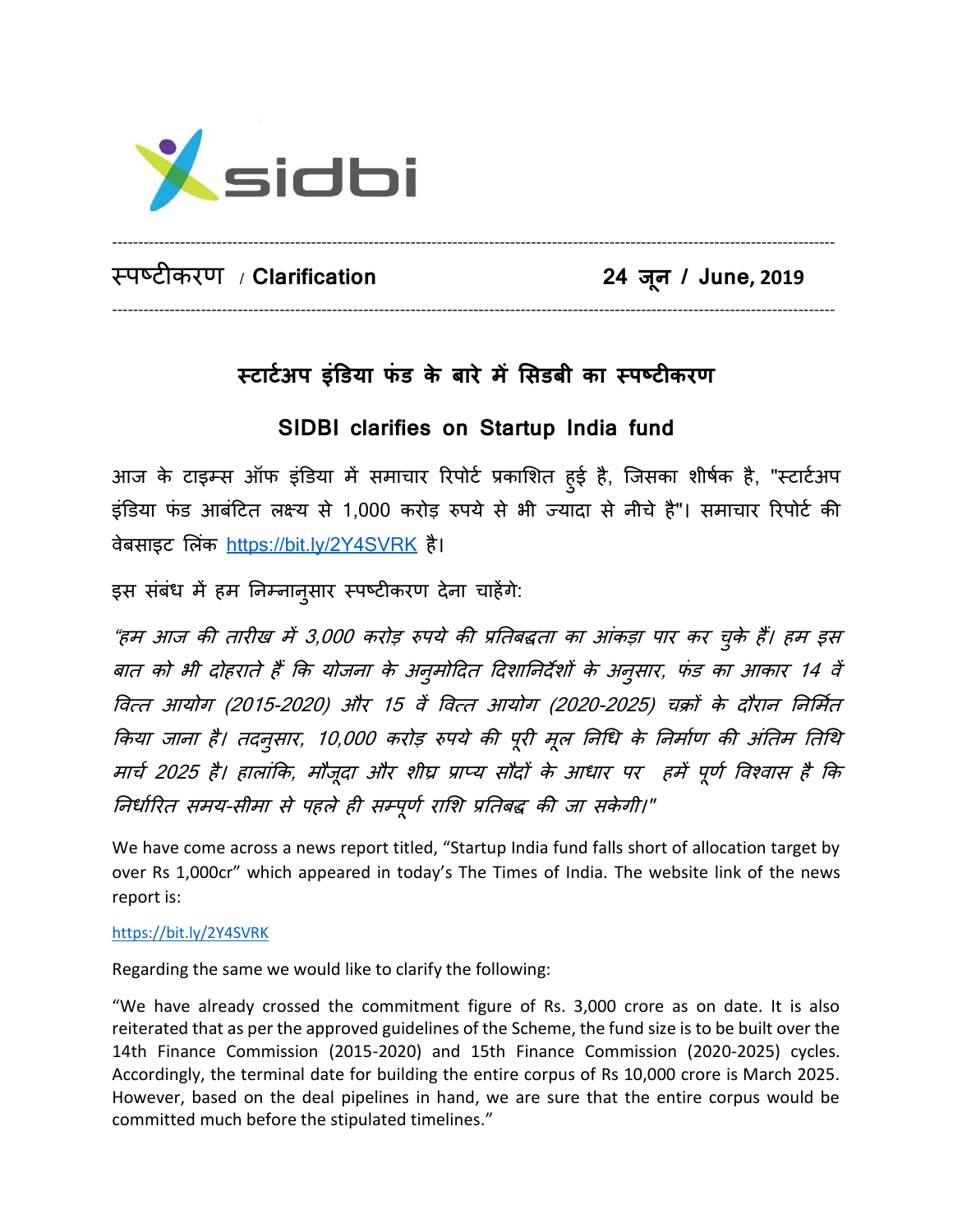sidbi

---

स्पष्टीकरण / **Clarification** **24 जून / June, 2019**

---

## स्टार्टअप इंडिया फंड के बारे में सिडबी का स्पष्टीकरण

## SIDBI clarifies on Startup India fund

आज के टाइम्स ऑफ इंडिया में समाचार रिपोर्ट प्रकाशित हुई है, जिसका शीर्षक है, "स्टार्टअप इंडिया फंड आबंटित लक्ष्य से 1,000 करोड़ रुपये से भी ज्यादा से नीचे है"। समाचार रिपोर्ट की वेबसाइट लिंक https://bit.ly/2Y4SVRK है।

इस संबंध में हम निम्नानुसार स्पष्टीकरण देना चाहेंगे:

*"हम आज की तारीख में 3,000 करोड़ रुपये की प्रतिबद्धता का आंकड़ा पार कर चुके हैं। हम इस बात को भी दोहराते हैं कि योजना के अनुमोदित दिशानिर्देशों के अनुसार, फंड का आकार 14 वें वित्त आयोग (2015-2020) और 15 वें वित्त आयोग (2020-2025) चक्रों के दौरान निर्मित किया जाना है। तदनुसार, 10,000 करोड़ रुपये की पूरी मूल निधि के निर्माण की अंतिम तिथि मार्च 2025 है। हालांकि, मौजूदा और शीघ्र प्राप्य सौदों के आधार पर हमें पूर्ण विश्वास है कि निर्धारित समय-सीमा से पहले ही सम्पूर्ण राशि प्रतिबद्ध की जा सकेगी।"*

We have come across a news report titled, "Startup India fund falls short of allocation target by over Rs 1,000cr" which appeared in today's The Times of India. The website link of the news report is:

https://bit.ly/2Y4SVRK

Regarding the same we would like to clarify the following:

"We have already crossed the commitment figure of Rs. 3,000 crore as on date. It is also reiterated that as per the approved guidelines of the Scheme, the fund size is to be built over the 14th Finance Commission (2015-2020) and 15th Finance Commission (2020-2025) cycles. Accordingly, the terminal date for building the entire corpus of Rs 10,000 crore is March 2025. However, based on the deal pipelines in hand, we are sure that the entire corpus would be committed much before the stipulated timelines."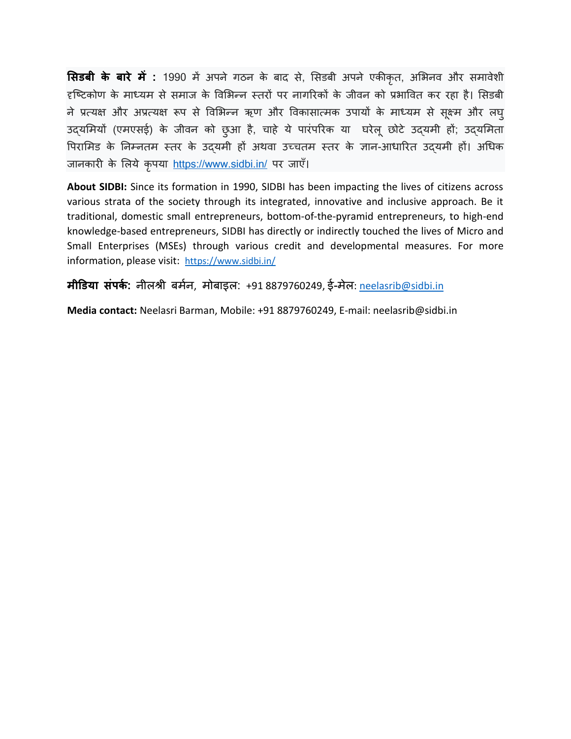**सिडबी के बारे में :** 1990 में अपने गठन के बाद से, सिडबी अपने एकीकृत, अभिनव और समावेशी दृष्टिकोण के माध्यम से समाज के विभिन्न स्तरों पर नागरिकों के जीवन को प्रभावित कर रहा है। सिडबी ने प्रत्यक्ष और अप्रत्यक्ष रूप से विभिन्न ऋण और विकासात्मक उपायों के माध्यम से सूक्ष्म और लघु उद्यमियों (एमएसई) के जीवन को छुआ है, चाहे ये पारंपरिक या घरेलू छोटे उद्यमी हों; उद्यमिता पिरामिड के निम्नतम स्तर के उद्यमी हों अथवा उच्चतम स्तर के ज्ञान-आधारित उद्यमी हों। अधिक जानकारी के लिये कृपया https://www.sidbi.in/ पर जाएँ।

**About SIDBI:** Since its formation in 1990, SIDBI has been impacting the lives of citizens across various strata of the society through its integrated, innovative and inclusive approach. Be it traditional, domestic small entrepreneurs, bottom-of-the-pyramid entrepreneurs, to high-end knowledge-based entrepreneurs, SIDBI has directly or indirectly touched the lives of Micro and Small Enterprises (MSEs) through various credit and developmental measures. For more information, please visit: https://www.sidbi.in/

**मीडिया संपर्क:** नीलश्री बर्मन, मोबाइल: +91 8879760249, ई-मेल: neelasrib@sidbi.in

**Media contact:** Neelasri Barman, Mobile: +91 8879760249, E-mail: neelasrib@sidbi.in